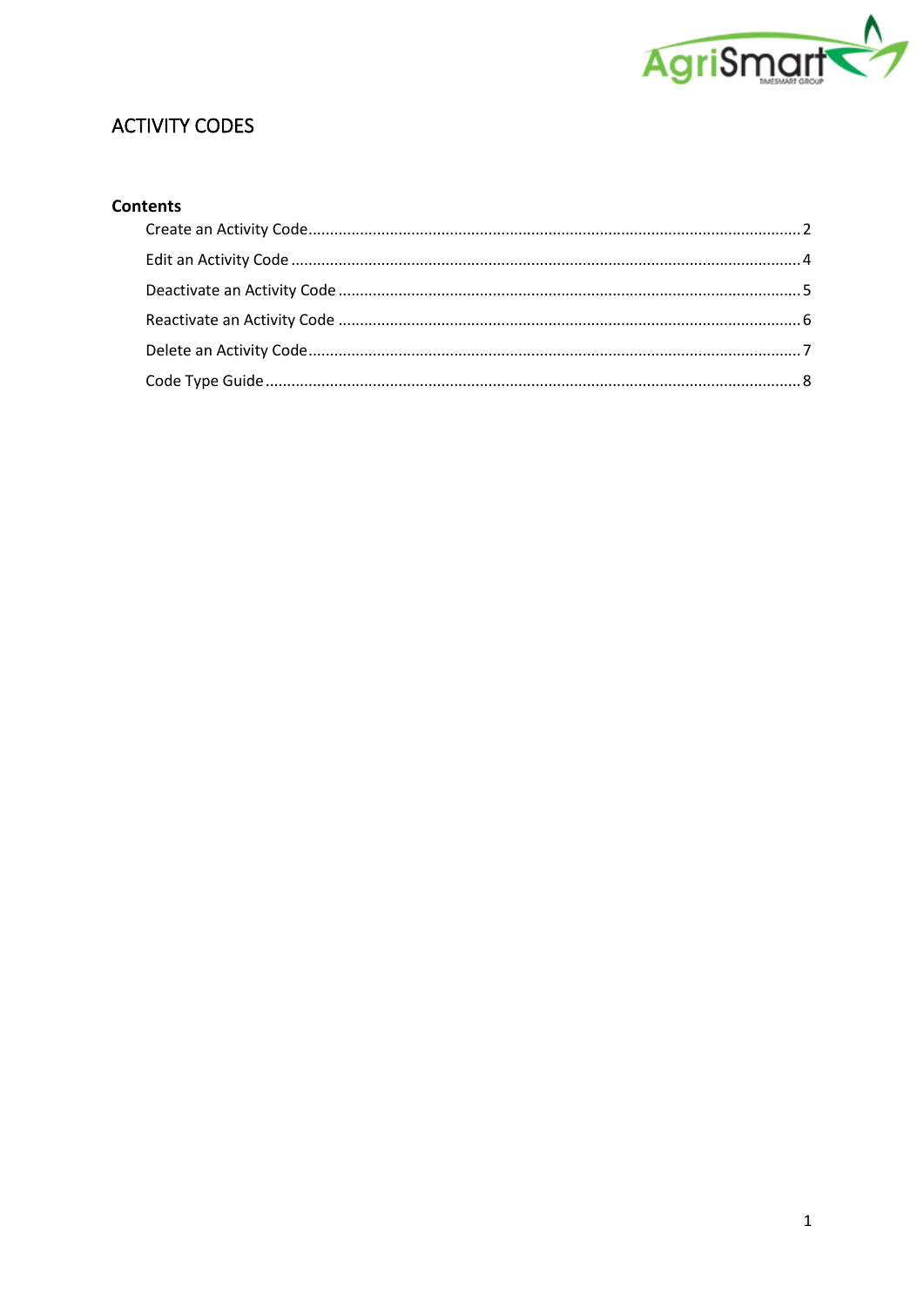# ACTIVITY CODES

## Contents

- Create an Activity Code .......... 2
- Edit an Activity Code .......... 4
- Deactivate an Activity Code .......... 5
- Reactivate an Activity Code .......... 6
- Delete an Activity Code .......... 7
- Code Type Guide .......... 8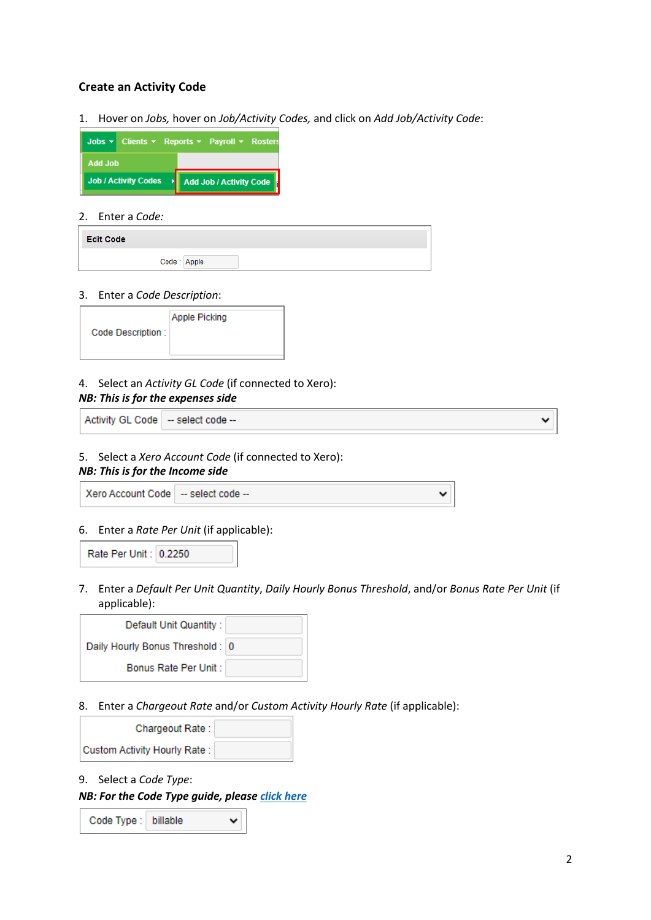### Create an Activity Code

1. Hover on *Jobs,* hover on *Job/Activity Codes,* and click on *Add Job/Activity Code*:

2. Enter a *Code:*

3. Enter a *Code Description*:

4. Select an *Activity GL Code* (if connected to Xero):

***NB: This is for the expenses side***

5. Select a *Xero Account Code* (if connected to Xero):

***NB: This is for the Income side***

6. Enter a *Rate Per Unit* (if applicable):

7. Enter a *Default Per Unit Quantity*, *Daily Hourly Bonus Threshold*, and/or *Bonus Rate Per Unit* (if applicable):

8. Enter a *Chargeout Rate* and/or *Custom Activity Hourly Rate* (if applicable):

9. Select a *Code Type*:

***NB: For the Code Type guide, please [click here]()***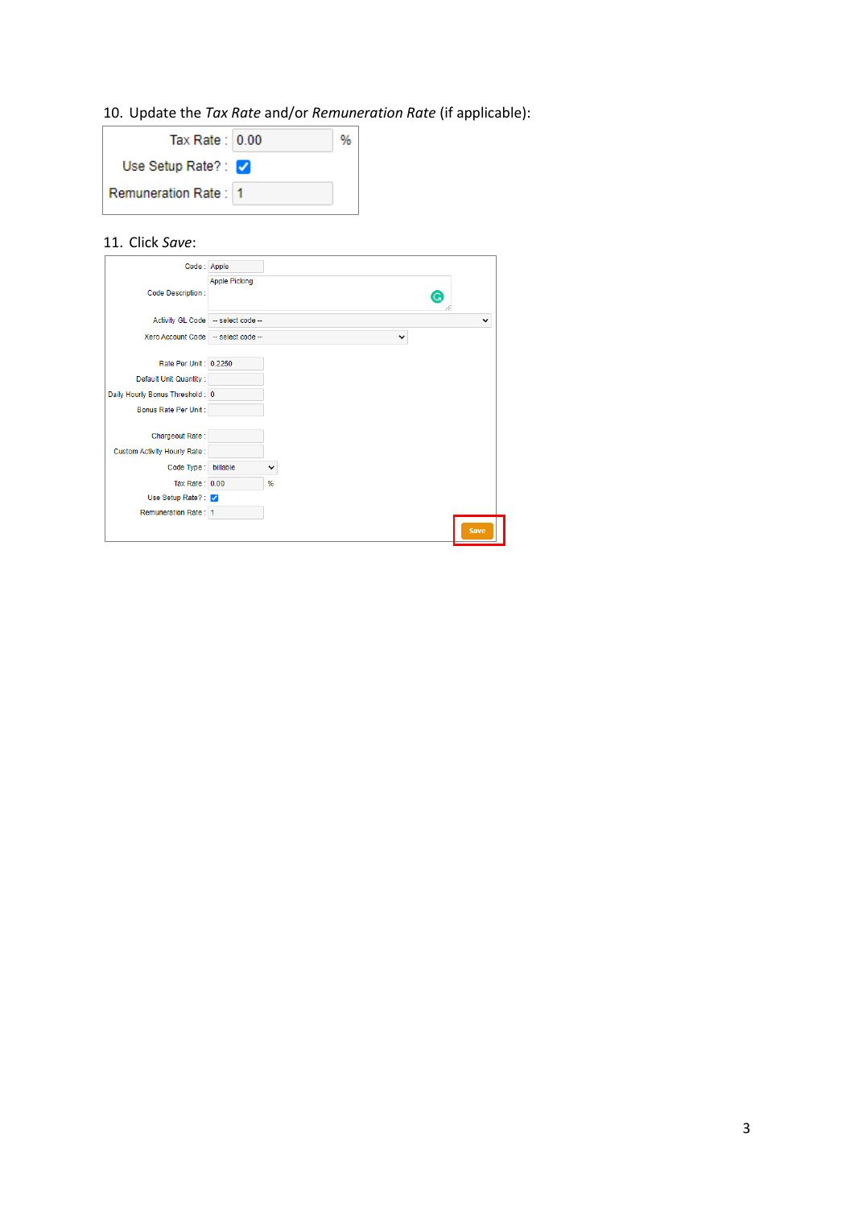10. Update the *Tax Rate* and/or *Remuneration Rate* (if applicable):

| | | |
|---|---|---|
| Tax Rate : | 0.00 | % |
| Use Setup Rate? : | ☑ | |
| Remuneration Rate : | 1 | |

11. Click *Save*:

| | |
|---|---|
| Code : | Apple |
| Code Description : | Apple Picking |
| Activity GL Code | -- select code -- |
| Xero Account Code | -- select code -- |
| Rate Per Unit : | 0.2250 |
| Default Unit Quantity : | |
| Daily Hourly Bonus Threshold : | 0 |
| Bonus Rate Per Unit : | |
| Chargeout Rate : | |
| Custom Activity Hourly Rate : | |
| Code Type : | billable |
| Tax Rate : | 0.00 % |
| Use Setup Rate? : | ☑ |
| Remuneration Rate : | 1 |

Save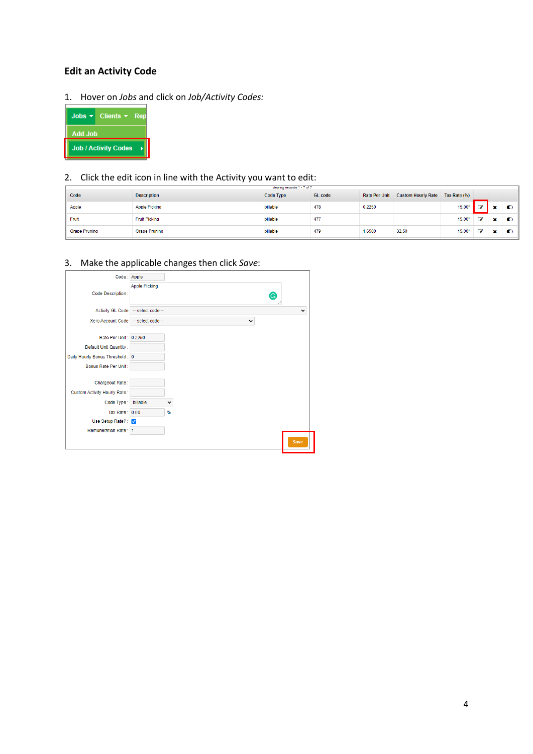## Edit an Activity Code

1. Hover on *Jobs* and click on *Job/Activity Codes:*

2. Click the edit icon in line with the Activity you want to edit:

| Code | Description | Code Type | GL code | Rate Per Unit | Custom Hourly Rate | Tax Rate (%) |
|---|---|---|---|---|---|---|
| Apple | Apple Picking | billable | 478 | 0.2250 | | 15.00* |
| Fruit | Fruit Picking | billable | 477 | | | 15.00* |
| Grape Pruning | Grape Pruning | billable | 479 | 1.6500 | 32.50 | 15.00* |

3. Make the applicable changes then click *Save*:

Code : Apple
Code Description : Apple Picking
Activity GL Code : -- select code --
Xero Account Code : -- select code --
Rate Per Unit : 0.2250
Default Unit Quantity :
Daily Hourly Bonus Threshold : 0
Bonus Rate Per Unit :
Chargeout Rate :
Custom Activity Hourly Rate :
Code Type : billable
Tax Rate : 0.00 %
Use Setup Rate? :
Remuneration Rate : 1

Save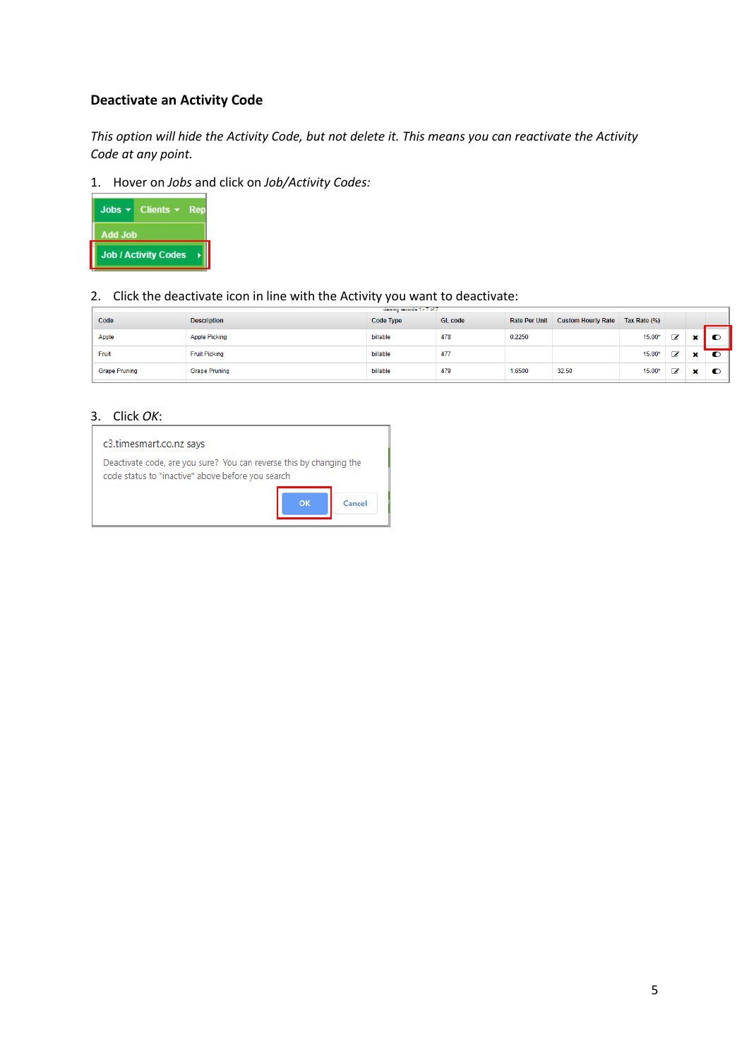### Deactivate an Activity Code

*This option will hide the Activity Code, but not delete it. This means you can reactivate the Activity Code at any point.*

1. Hover on *Jobs* and click on *Job/Activity Codes:*

2. Click the deactivate icon in line with the Activity you want to deactivate:

| Code | Description | Code Type | GL code | Rate Per Unit | Custom Hourly Rate | Tax Rate (%) | | | |
|---|---|---|---|---|---|---|---|---|---|
| Apple | Apple Picking | billable | 478 | 0.2250 | | 15.00* | | | |
| Fruit | Fruit Picking | billable | 477 | | | 15.00* | | | |
| Grape Pruning | Grape Pruning | billable | 479 | 1.6500 | 32.50 | 15.00* | | | |

3. Click *OK*:

c3.timesmart.co.nz says

Deactivate code, are you sure? You can reverse this by changing the code status to "inactive" above before you search

OK Cancel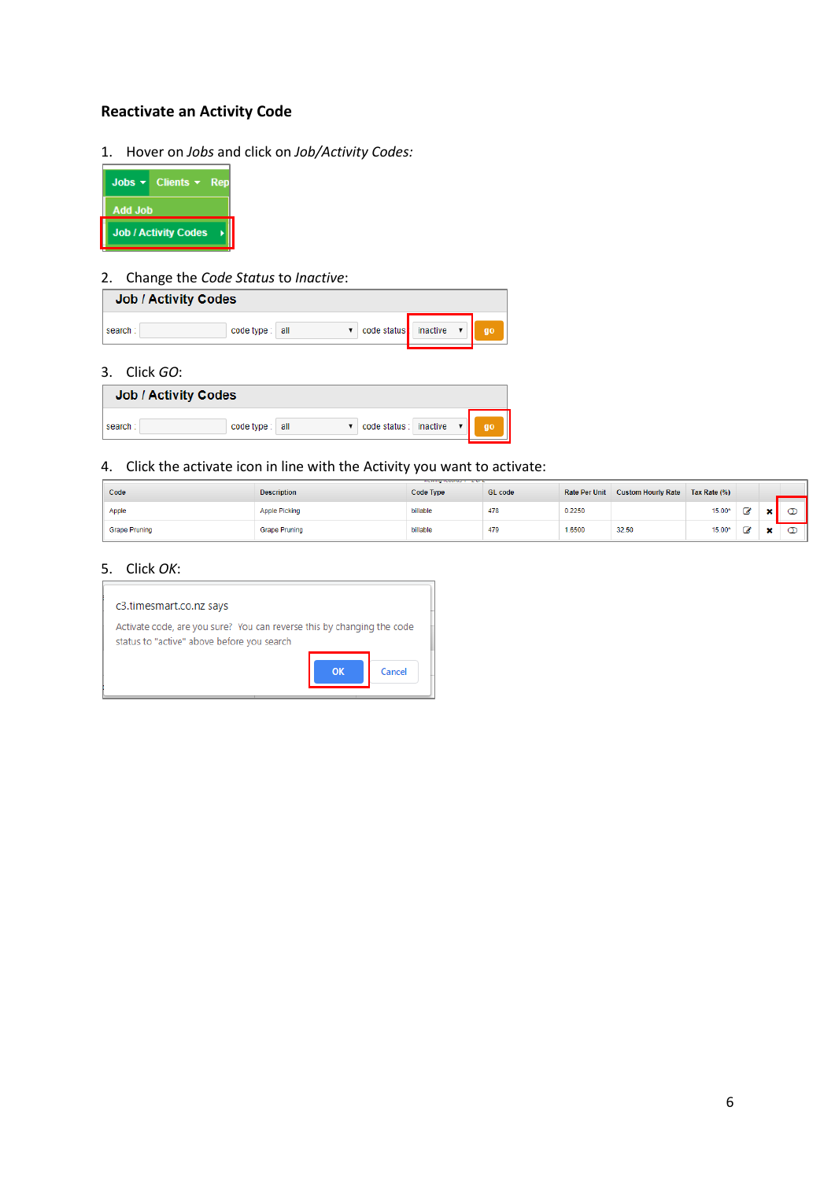## Reactivate an Activity Code

1. Hover on *Jobs* and click on *Job/Activity Codes:*

2. Change the *Code Status* to *Inactive*:

3. Click *GO*:

4. Click the activate icon in line with the Activity you want to activate:

5. Click *OK*: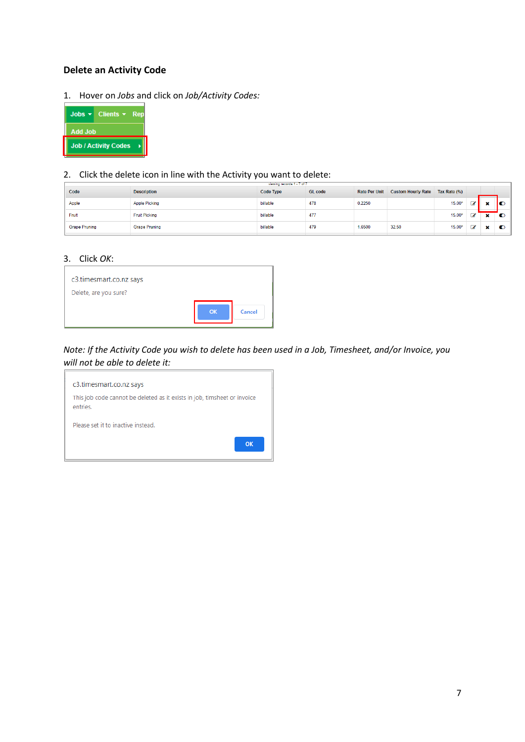### Delete an Activity Code

1. Hover on *Jobs* and click on *Job/Activity Codes:*

2. Click the delete icon in line with the Activity you want to delete:

| Code | Description | Code Type | GL code | Rate Per Unit | Custom Hourly Rate | Tax Rate (%) | | | |
|---|---|---|---|---|---|---|---|---|---|
| Apple | Apple Picking | billable | 478 | 0.2250 | | 15.00* | | × | |
| Fruit | Fruit Picking | billable | 477 | | | 15.00* | | × | |
| Grape Pruning | Grape Pruning | billable | 479 | 1.6500 | 32.50 | 15.00* | | × | |

3. Click *OK*:

c3.timesmart.co.nz says

Delete, are you sure?

OK Cancel

*Note: If the Activity Code you wish to delete has been used in a Job, Timesheet, and/or Invoice, you will not be able to delete it:*

c3.timesmart.co.nz says

This job code cannot be deleted as it exists in job, timsheet or invoice entries.

Please set it to inactive instead.

OK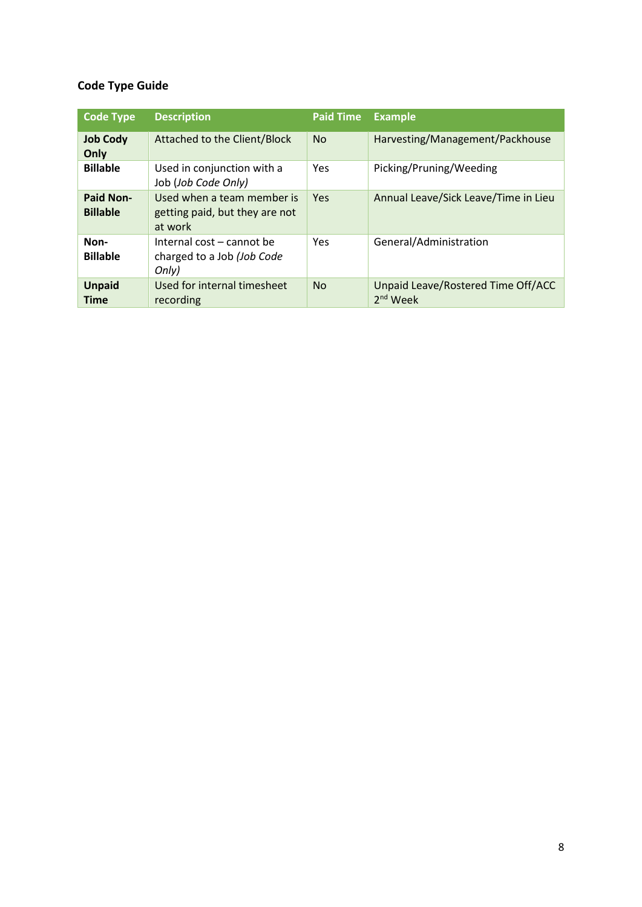**Code Type Guide**

| Code Type | Description | Paid Time | Example |
|---|---|---|---|
| **Job Cody Only** | Attached to the Client/Block | No | Harvesting/Management/Packhouse |
| **Billable** | Used in conjunction with a Job (*Job Code Only)* | Yes | Picking/Pruning/Weeding |
| **Paid Non-Billable** | Used when a team member is getting paid, but they are not at work | Yes | Annual Leave/Sick Leave/Time in Lieu |
| **Non-Billable** | Internal cost – cannot be charged to a Job *(Job Code Only)* | Yes | General/Administration |
| **Unpaid Time** | Used for internal timesheet recording | No | Unpaid Leave/Rostered Time Off/ACC 2nd Week |